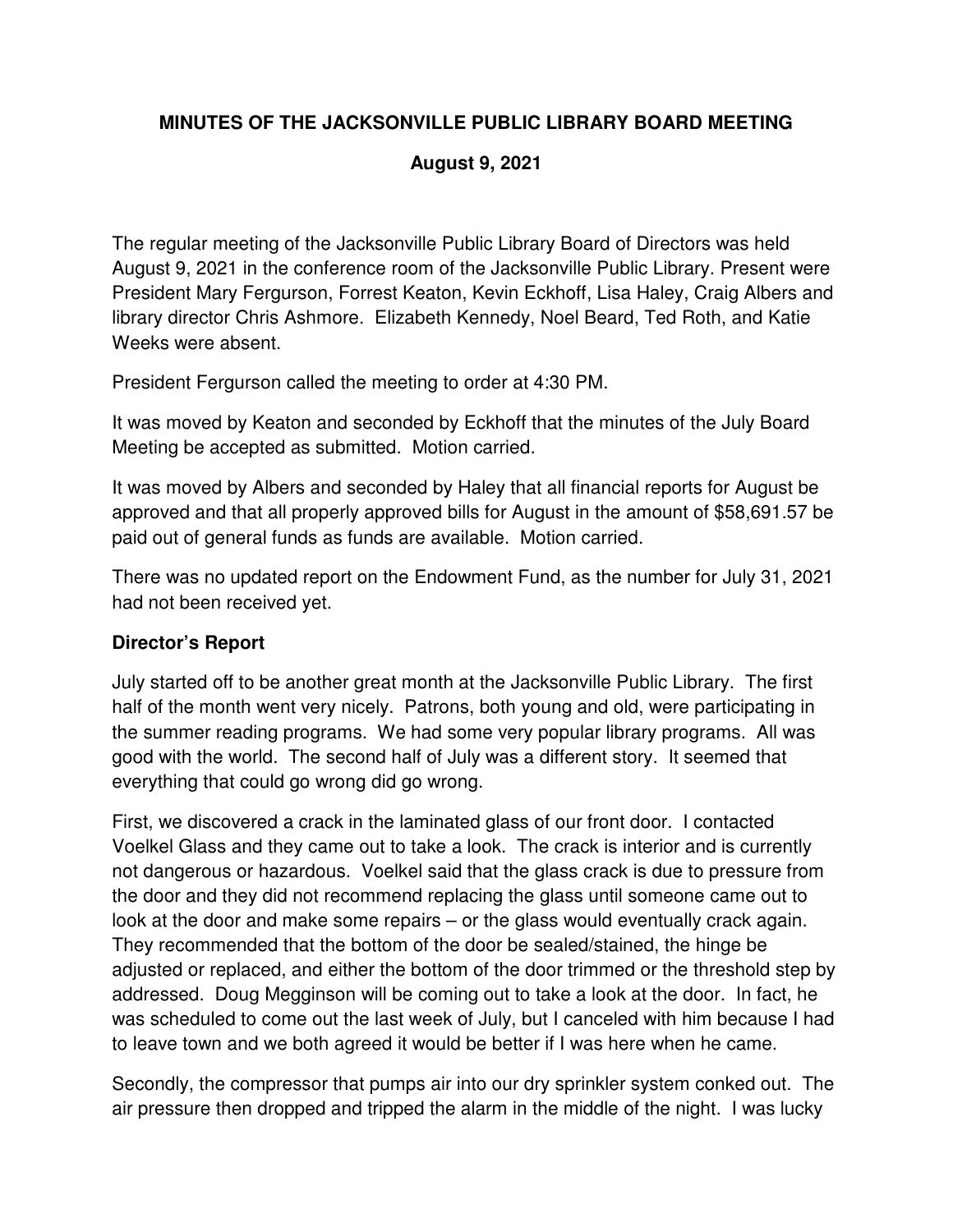# MINUTES OF THE JACKSONVILLE PUBLIC LIBRARY BOARD MEETING

## August 9, 2021

The regular meeting of the Jacksonville Public Library Board of Directors was held August 9, 2021 in the conference room of the Jacksonville Public Library. Present were President Mary Fergurson, Forrest Keaton, Kevin Eckhoff, Lisa Haley, Craig Albers and library director Chris Ashmore. Elizabeth Kennedy, Noel Beard, Ted Roth, and Katie Weeks were absent.

President Fergurson called the meeting to order at 4:30 PM.

It was moved by Keaton and seconded by Eckhoff that the minutes of the July Board Meeting be accepted as submitted. Motion carried.

It was moved by Albers and seconded by Haley that all financial reports for August be approved and that all properly approved bills for August in the amount of $58,691.57 be paid out of general funds as funds are available. Motion carried.

There was no updated report on the Endowment Fund, as the number for July 31, 2021 had not been received yet.

### Director's Report

July started off to be another great month at the Jacksonville Public Library. The first half of the month went very nicely. Patrons, both young and old, were participating in the summer reading programs. We had some very popular library programs. All was good with the world. The second half of July was a different story. It seemed that everything that could go wrong did go wrong.

First, we discovered a crack in the laminated glass of our front door. I contacted Voelkel Glass and they came out to take a look. The crack is interior and is currently not dangerous or hazardous. Voelkel said that the glass crack is due to pressure from the door and they did not recommend replacing the glass until someone came out to look at the door and make some repairs – or the glass would eventually crack again. They recommended that the bottom of the door be sealed/stained, the hinge be adjusted or replaced, and either the bottom of the door trimmed or the threshold step by addressed. Doug Megginson will be coming out to take a look at the door. In fact, he was scheduled to come out the last week of July, but I canceled with him because I had to leave town and we both agreed it would be better if I was here when he came.

Secondly, the compressor that pumps air into our dry sprinkler system conked out. The air pressure then dropped and tripped the alarm in the middle of the night. I was lucky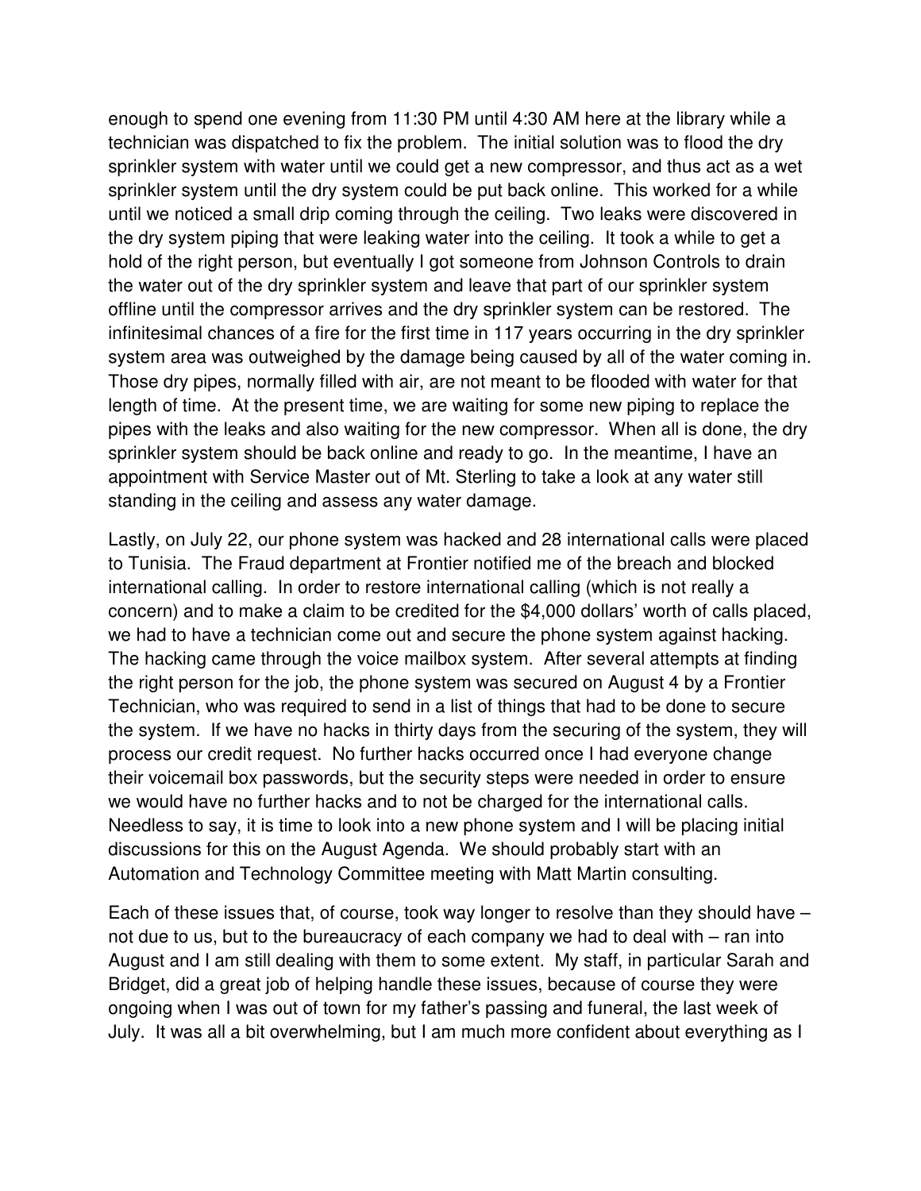enough to spend one evening from 11:30 PM until 4:30 AM here at the library while a technician was dispatched to fix the problem. The initial solution was to flood the dry sprinkler system with water until we could get a new compressor, and thus act as a wet sprinkler system until the dry system could be put back online. This worked for a while until we noticed a small drip coming through the ceiling. Two leaks were discovered in the dry system piping that were leaking water into the ceiling. It took a while to get a hold of the right person, but eventually I got someone from Johnson Controls to drain the water out of the dry sprinkler system and leave that part of our sprinkler system offline until the compressor arrives and the dry sprinkler system can be restored. The infinitesimal chances of a fire for the first time in 117 years occurring in the dry sprinkler system area was outweighed by the damage being caused by all of the water coming in. Those dry pipes, normally filled with air, are not meant to be flooded with water for that length of time. At the present time, we are waiting for some new piping to replace the pipes with the leaks and also waiting for the new compressor. When all is done, the dry sprinkler system should be back online and ready to go. In the meantime, I have an appointment with Service Master out of Mt. Sterling to take a look at any water still standing in the ceiling and assess any water damage.

Lastly, on July 22, our phone system was hacked and 28 international calls were placed to Tunisia. The Fraud department at Frontier notified me of the breach and blocked international calling. In order to restore international calling (which is not really a concern) and to make a claim to be credited for the $4,000 dollars' worth of calls placed, we had to have a technician come out and secure the phone system against hacking. The hacking came through the voice mailbox system. After several attempts at finding the right person for the job, the phone system was secured on August 4 by a Frontier Technician, who was required to send in a list of things that had to be done to secure the system. If we have no hacks in thirty days from the securing of the system, they will process our credit request. No further hacks occurred once I had everyone change their voicemail box passwords, but the security steps were needed in order to ensure we would have no further hacks and to not be charged for the international calls. Needless to say, it is time to look into a new phone system and I will be placing initial discussions for this on the August Agenda. We should probably start with an Automation and Technology Committee meeting with Matt Martin consulting.

Each of these issues that, of course, took way longer to resolve than they should have – not due to us, but to the bureaucracy of each company we had to deal with – ran into August and I am still dealing with them to some extent. My staff, in particular Sarah and Bridget, did a great job of helping handle these issues, because of course they were ongoing when I was out of town for my father's passing and funeral, the last week of July. It was all a bit overwhelming, but I am much more confident about everything as I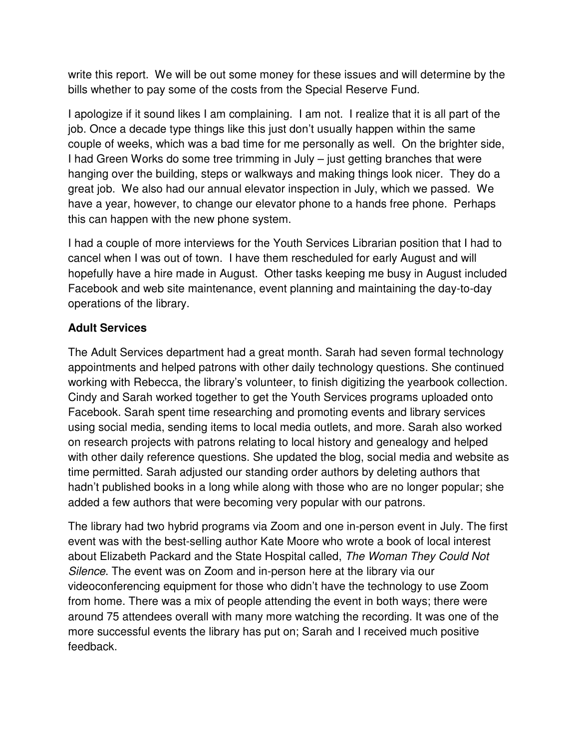write this report. We will be out some money for these issues and will determine by the bills whether to pay some of the costs from the Special Reserve Fund.

I apologize if it sound likes I am complaining. I am not. I realize that it is all part of the job. Once a decade type things like this just don't usually happen within the same couple of weeks, which was a bad time for me personally as well. On the brighter side, I had Green Works do some tree trimming in July – just getting branches that were hanging over the building, steps or walkways and making things look nicer. They do a great job. We also had our annual elevator inspection in July, which we passed. We have a year, however, to change our elevator phone to a hands free phone. Perhaps this can happen with the new phone system.

I had a couple of more interviews for the Youth Services Librarian position that I had to cancel when I was out of town. I have them rescheduled for early August and will hopefully have a hire made in August. Other tasks keeping me busy in August included Facebook and web site maintenance, event planning and maintaining the day-to-day operations of the library.

**Adult Services**

The Adult Services department had a great month. Sarah had seven formal technology appointments and helped patrons with other daily technology questions. She continued working with Rebecca, the library's volunteer, to finish digitizing the yearbook collection. Cindy and Sarah worked together to get the Youth Services programs uploaded onto Facebook. Sarah spent time researching and promoting events and library services using social media, sending items to local media outlets, and more. Sarah also worked on research projects with patrons relating to local history and genealogy and helped with other daily reference questions. She updated the blog, social media and website as time permitted. Sarah adjusted our standing order authors by deleting authors that hadn't published books in a long while along with those who are no longer popular; she added a few authors that were becoming very popular with our patrons.

The library had two hybrid programs via Zoom and one in-person event in July. The first event was with the best-selling author Kate Moore who wrote a book of local interest about Elizabeth Packard and the State Hospital called, *The Woman They Could Not Silence*. The event was on Zoom and in-person here at the library via our videoconferencing equipment for those who didn't have the technology to use Zoom from home. There was a mix of people attending the event in both ways; there were around 75 attendees overall with many more watching the recording. It was one of the more successful events the library has put on; Sarah and I received much positive feedback.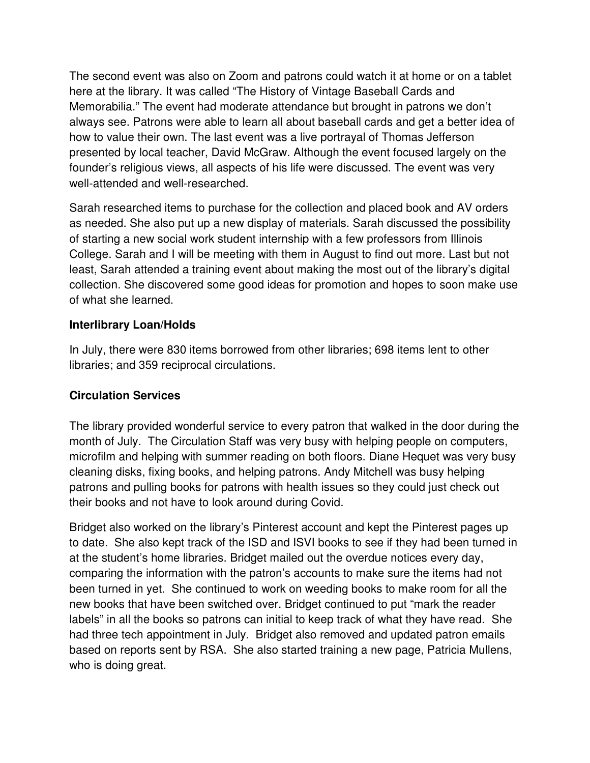The second event was also on Zoom and patrons could watch it at home or on a tablet here at the library. It was called "The History of Vintage Baseball Cards and Memorabilia." The event had moderate attendance but brought in patrons we don't always see. Patrons were able to learn all about baseball cards and get a better idea of how to value their own. The last event was a live portrayal of Thomas Jefferson presented by local teacher, David McGraw. Although the event focused largely on the founder's religious views, all aspects of his life were discussed. The event was very well-attended and well-researched.

Sarah researched items to purchase for the collection and placed book and AV orders as needed. She also put up a new display of materials. Sarah discussed the possibility of starting a new social work student internship with a few professors from Illinois College. Sarah and I will be meeting with them in August to find out more. Last but not least, Sarah attended a training event about making the most out of the library's digital collection. She discovered some good ideas for promotion and hopes to soon make use of what she learned.

**Interlibrary Loan/Holds**

In July, there were 830 items borrowed from other libraries; 698 items lent to other libraries; and 359 reciprocal circulations.

**Circulation Services**

The library provided wonderful service to every patron that walked in the door during the month of July. The Circulation Staff was very busy with helping people on computers, microfilm and helping with summer reading on both floors. Diane Hequet was very busy cleaning disks, fixing books, and helping patrons. Andy Mitchell was busy helping patrons and pulling books for patrons with health issues so they could just check out their books and not have to look around during Covid.

Bridget also worked on the library's Pinterest account and kept the Pinterest pages up to date. She also kept track of the ISD and ISVI books to see if they had been turned in at the student's home libraries. Bridget mailed out the overdue notices every day, comparing the information with the patron's accounts to make sure the items had not been turned in yet. She continued to work on weeding books to make room for all the new books that have been switched over. Bridget continued to put "mark the reader labels" in all the books so patrons can initial to keep track of what they have read. She had three tech appointment in July. Bridget also removed and updated patron emails based on reports sent by RSA. She also started training a new page, Patricia Mullens, who is doing great.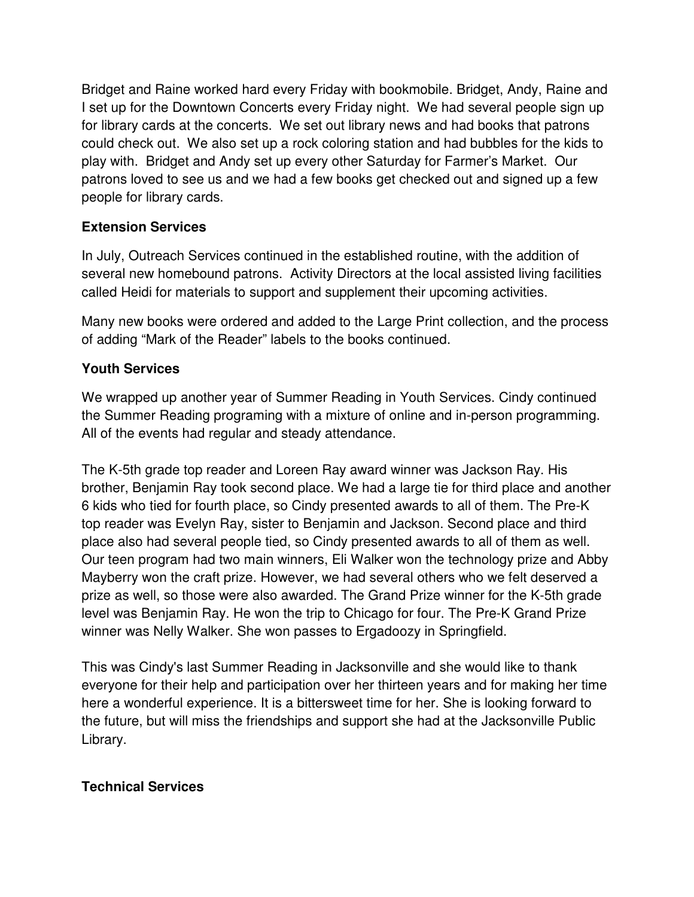Bridget and Raine worked hard every Friday with bookmobile. Bridget, Andy, Raine and I set up for the Downtown Concerts every Friday night. We had several people sign up for library cards at the concerts. We set out library news and had books that patrons could check out. We also set up a rock coloring station and had bubbles for the kids to play with. Bridget and Andy set up every other Saturday for Farmer's Market. Our patrons loved to see us and we had a few books get checked out and signed up a few people for library cards.

**Extension Services**

In July, Outreach Services continued in the established routine, with the addition of several new homebound patrons. Activity Directors at the local assisted living facilities called Heidi for materials to support and supplement their upcoming activities.

Many new books were ordered and added to the Large Print collection, and the process of adding "Mark of the Reader" labels to the books continued.

**Youth Services**

We wrapped up another year of Summer Reading in Youth Services. Cindy continued the Summer Reading programing with a mixture of online and in-person programming. All of the events had regular and steady attendance.

The K-5th grade top reader and Loreen Ray award winner was Jackson Ray. His brother, Benjamin Ray took second place. We had a large tie for third place and another 6 kids who tied for fourth place, so Cindy presented awards to all of them. The Pre-K top reader was Evelyn Ray, sister to Benjamin and Jackson. Second place and third place also had several people tied, so Cindy presented awards to all of them as well. Our teen program had two main winners, Eli Walker won the technology prize and Abby Mayberry won the craft prize. However, we had several others who we felt deserved a prize as well, so those were also awarded. The Grand Prize winner for the K-5th grade level was Benjamin Ray. He won the trip to Chicago for four. The Pre-K Grand Prize winner was Nelly Walker. She won passes to Ergadoozy in Springfield.

This was Cindy's last Summer Reading in Jacksonville and she would like to thank everyone for their help and participation over her thirteen years and for making her time here a wonderful experience. It is a bittersweet time for her. She is looking forward to the future, but will miss the friendships and support she had at the Jacksonville Public Library.

**Technical Services**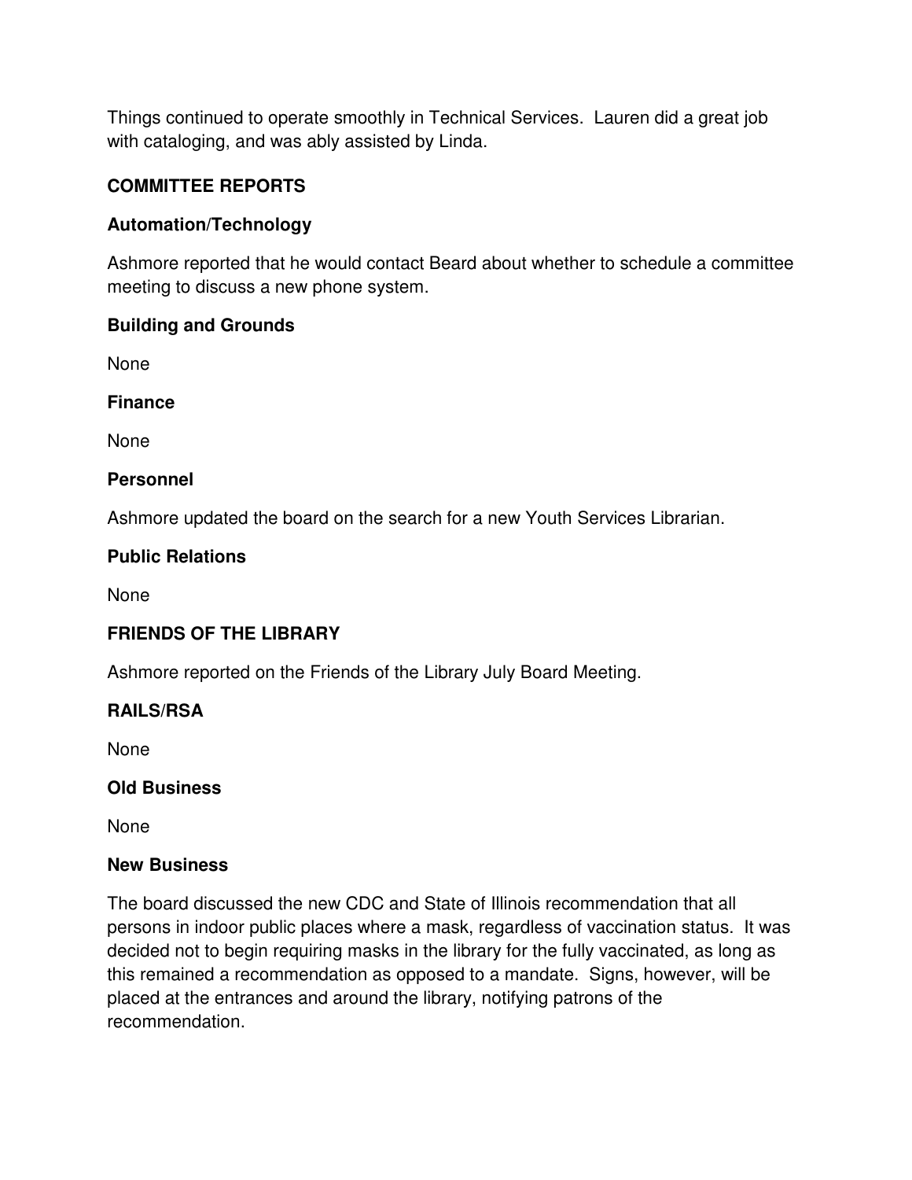Things continued to operate smoothly in Technical Services. Lauren did a great job with cataloging, and was ably assisted by Linda.

## COMMITTEE REPORTS

### Automation/Technology

Ashmore reported that he would contact Beard about whether to schedule a committee meeting to discuss a new phone system.

### Building and Grounds

None

### Finance

None

### Personnel

Ashmore updated the board on the search for a new Youth Services Librarian.

### Public Relations

None

## FRIENDS OF THE LIBRARY

Ashmore reported on the Friends of the Library July Board Meeting.

## RAILS/RSA

None

### Old Business

None

### New Business

The board discussed the new CDC and State of Illinois recommendation that all persons in indoor public places where a mask, regardless of vaccination status. It was decided not to begin requiring masks in the library for the fully vaccinated, as long as this remained a recommendation as opposed to a mandate. Signs, however, will be placed at the entrances and around the library, notifying patrons of the recommendation.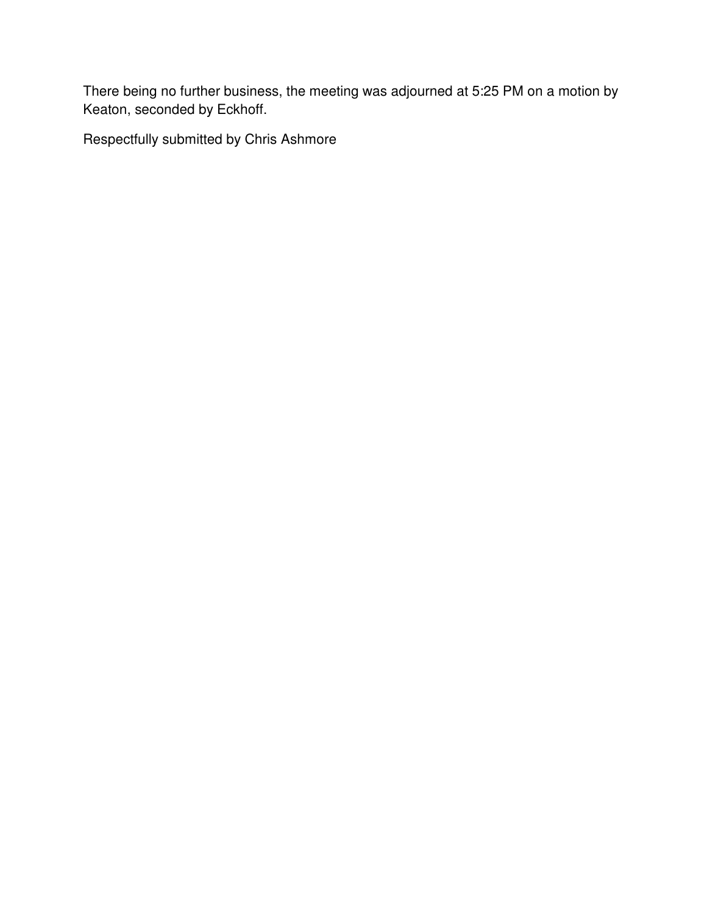There being no further business, the meeting was adjourned at 5:25 PM on a motion by Keaton, seconded by Eckhoff.

Respectfully submitted by Chris Ashmore